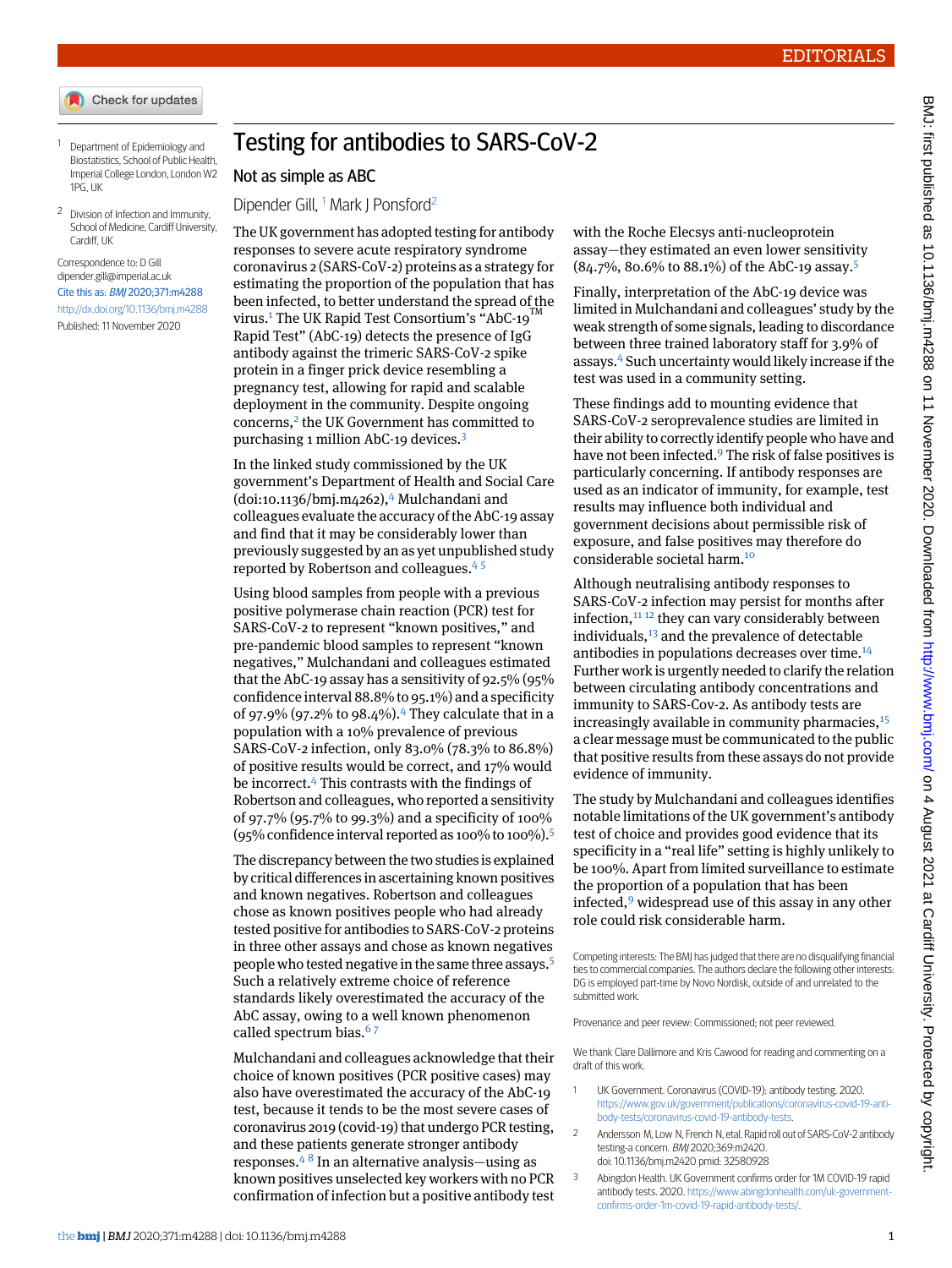# Testing for antibodies to SARS-CoV-2

## Not as simple as ABC

Dipender Gill,[1] Mark J Ponsford[2]

[1] Department of Epidemiology and Biostatistics, School of Public Health, Imperial College London, London W2 1PG, UK

[2] Division of Infection and Immunity, School of Medicine, Cardiff University, Cardiff, UK

Correspondence to: D Gill dipender.gill@imperial.ac.uk

Cite this as: *BMJ* 2020;371:m4288

http://dx.doi.org/10.1136/bmj.m4288

Published: 11 November 2020

The UK government has adopted testing for antibody responses to severe acute respiratory syndrome coronavirus 2 (SARS-CoV-2) proteins as a strategy for estimating the proportion of the population that has been infected, to better understand the spread of the virus.[1] The UK Rapid Test Consortium's "AbC-19™ Rapid Test" (AbC-19) detects the presence of IgG antibody against the trimeric SARS-CoV-2 spike protein in a finger prick device resembling a pregnancy test, allowing for rapid and scalable deployment in the community. Despite ongoing concerns,[2] the UK Government has committed to purchasing 1 million AbC-19 devices.[3]

In the linked study commissioned by the UK government's Department of Health and Social Care (doi:10.1136/bmj.m4262),[4] Mulchandani and colleagues evaluate the accuracy of the AbC-19 assay and find that it may be considerably lower than previously suggested by an as yet unpublished study reported by Robertson and colleagues.[4,5]

Using blood samples from people with a previous positive polymerase chain reaction (PCR) test for SARS-CoV-2 to represent "known positives," and pre-pandemic blood samples to represent "known negatives," Mulchandani and colleagues estimated that the AbC-19 assay has a sensitivity of 92.5% (95% confidence interval 88.8% to 95.1%) and a specificity of 97.9% (97.2% to 98.4%).[4] They calculate that in a population with a 10% prevalence of previous SARS-CoV-2 infection, only 83.0% (78.3% to 86.8%) of positive results would be correct, and 17% would be incorrect.[4] This contrasts with the findings of Robertson and colleagues, who reported a sensitivity of 97.7% (95.7% to 99.3%) and a specificity of 100% (95% confidence interval reported as 100% to 100%).[5]

The discrepancy between the two studies is explained by critical differences in ascertaining known positives and known negatives. Robertson and colleagues chose as known positives people who had already tested positive for antibodies to SARS-CoV-2 proteins in three other assays and chose as known negatives people who tested negative in the same three assays.[5] Such a relatively extreme choice of reference standards likely overestimated the accuracy of the AbC assay, owing to a well known phenomenon called spectrum bias.[6,7]

Mulchandani and colleagues acknowledge that their choice of known positives (PCR positive cases) may also have overestimated the accuracy of the AbC-19 test, because it tends to be the most severe cases of coronavirus 2019 (covid-19) that undergo PCR testing, and these patients generate stronger antibody responses.[4,8] In an alternative analysis—using as known positives unselected key workers with no PCR confirmation of infection but a positive antibody test with the Roche Elecsys anti-nucleoprotein assay—they estimated an even lower sensitivity (84.7%, 80.6% to 88.1%) of the AbC-19 assay.[5]

Finally, interpretation of the AbC-19 device was limited in Mulchandani and colleagues' study by the weak strength of some signals, leading to discordance between three trained laboratory staff for 3.9% of assays.[4] Such uncertainty would likely increase if the test was used in a community setting.

These findings add to mounting evidence that SARS-CoV-2 seroprevalence studies are limited in their ability to correctly identify people who have and have not been infected.[9] The risk of false positives is particularly concerning. If antibody responses are used as an indicator of immunity, for example, test results may influence both individual and government decisions about permissible risk of exposure, and false positives may therefore do considerable societal harm.[10]

Although neutralising antibody responses to SARS-CoV-2 infection may persist for months after infection,[11,12] they can vary considerably between individuals,[13] and the prevalence of detectable antibodies in populations decreases over time.[14] Further work is urgently needed to clarify the relation between circulating antibody concentrations and immunity to SARS-Cov-2. As antibody tests are increasingly available in community pharmacies,[15] a clear message must be communicated to the public that positive results from these assays do not provide evidence of immunity.

The study by Mulchandani and colleagues identifies notable limitations of the UK government's antibody test of choice and provides good evidence that its specificity in a "real life" setting is highly unlikely to be 100%. Apart from limited surveillance to estimate the proportion of a population that has been infected,[9] widespread use of this assay in any other role could risk considerable harm.

Competing interests: The BMJ has judged that there are no disqualifying financial ties to commercial companies. The authors declare the following other interests: DG is employed part-time by Novo Nordisk, outside of and unrelated to the submitted work.

Provenance and peer review: Commissioned; not peer reviewed.

We thank Clare Dallimore and Kris Cawood for reading and commenting on a draft of this work.

1. UK Government. Coronavirus (COVID-19): antibody testing. 2020. https://www.gov.uk/government/publications/coronavirus-covid-19-antibody-tests/coronavirus-covid-19-antibody-tests.
2. Andersson M, Low N, French N, etal. Rapid roll out of SARS-CoV-2 antibody testing-a concern. *BMJ* 2020;369:m2420. doi: 10.1136/bmj.m2420 pmid: 32580928
3. Abingdon Health. UK Government confirms order for 1M COVID-19 rapid antibody tests. 2020. https://www.abingdonhealth.com/uk-government-confirms-order-1m-covid-19-rapid-antibody-tests/.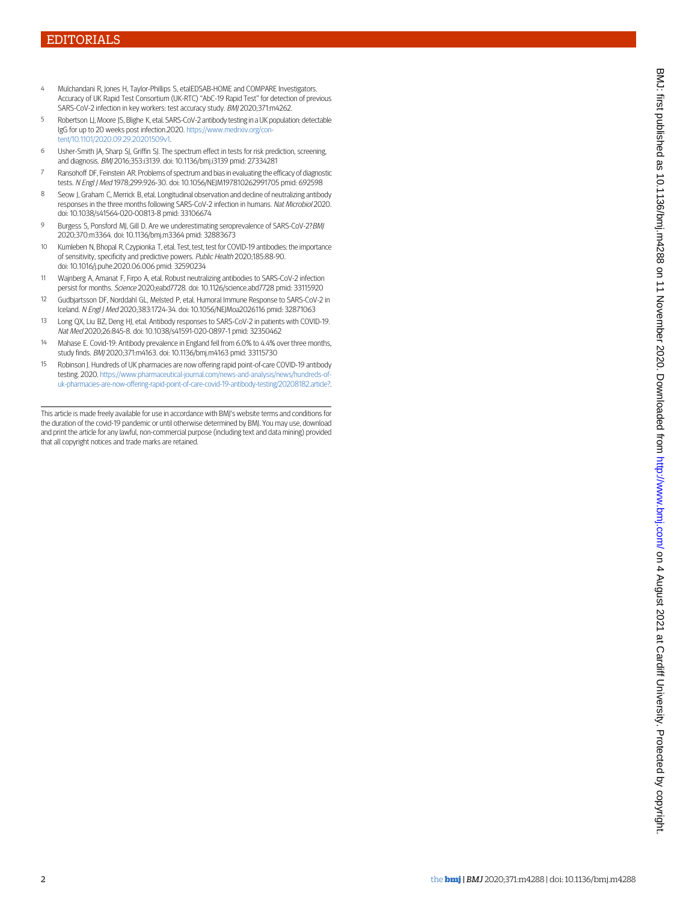4 Mulchandani R, Jones H, Taylor-Phillips S, etalEDSAB-HOME and COMPARE Investigators. Accuracy of UK Rapid Test Consortium (UK-RTC) "AbC-19 Rapid Test" for detection of previous SARS-CoV-2 infection in key workers: test accuracy study. *BMJ* 2020;371:m4262.

5 Robertson LJ, Moore JS, Blighe K, etal. SARS-CoV-2 antibody testing in a UK population: detectable IgG for up to 20 weeks post infection.2020. https://www.medrxiv.org/content/10.1101/2020.09.29.20201509v1.

6 Usher-Smith JA, Sharp SJ, Griffin SJ. The spectrum effect in tests for risk prediction, screening, and diagnosis. *BMJ* 2016;353:i3139. doi: 10.1136/bmj.i3139 pmid: 27334281

7 Ransohoff DF, Feinstein AR. Problems of spectrum and bias in evaluating the efficacy of diagnostic tests. *N Engl J Med* 1978;299:926-30. doi: 10.1056/NEJM197810262991705 pmid: 692598

8 Seow J, Graham C, Merrick B, etal. Longitudinal observation and decline of neutralizing antibody responses in the three months following SARS-CoV-2 infection in humans. *Nat Microbiol* 2020. doi: 10.1038/s41564-020-00813-8 pmid: 33106674

9 Burgess S, Ponsford MJ, Gill D. Are we underestimating seroprevalence of SARS-CoV-2? *BMJ* 2020;370:m3364. doi: 10.1136/bmj.m3364 pmid: 32883673

10 Kumleben N, Bhopal R, Czypionka T, etal. Test, test, test for COVID-19 antibodies: the importance of sensitivity, specificity and predictive powers. *Public Health* 2020;185:88-90. doi: 10.1016/j.puhe.2020.06.006 pmid: 32590234

11 Wajnberg A, Amanat F, Firpo A, etal. Robust neutralizing antibodies to SARS-CoV-2 infection persist for months. *Science* 2020;eabd7728. doi: 10.1126/science.abd7728 pmid: 33115920

12 Gudbjartsson DF, Norddahl GL, Melsted P, etal. Humoral Immune Response to SARS-CoV-2 in Iceland. *N Engl J Med* 2020;383:1724-34. doi: 10.1056/NEJMoa2026116 pmid: 32871063

13 Long QX, Liu BZ, Deng HJ, etal. Antibody responses to SARS-CoV-2 in patients with COVID-19. *Nat Med* 2020;26:845-8. doi: 10.1038/s41591-020-0897-1 pmid: 32350462

14 Mahase E. Covid-19: Antibody prevalence in England fell from 6.0% to 4.4% over three months, study finds. *BMJ* 2020;371:m4163. doi: 10.1136/bmj.m4163 pmid: 33115730

15 Robinson J. Hundreds of UK pharmacies are now offering rapid point-of-care COVID-19 antibody testing. 2020. https://www.pharmaceutical-journal.com/news-and-analysis/news/hundreds-of-uk-pharmacies-are-now-offering-rapid-point-of-care-covid-19-antibody-testing/20208182.article?.

---

This article is made freely available for use in accordance with BMJ's website terms and conditions for the duration of the covid-19 pandemic or until otherwise determined by BMJ. You may use, download and print the article for any lawful, non-commercial purpose (including text and data mining) provided that all copyright notices and trade marks are retained.